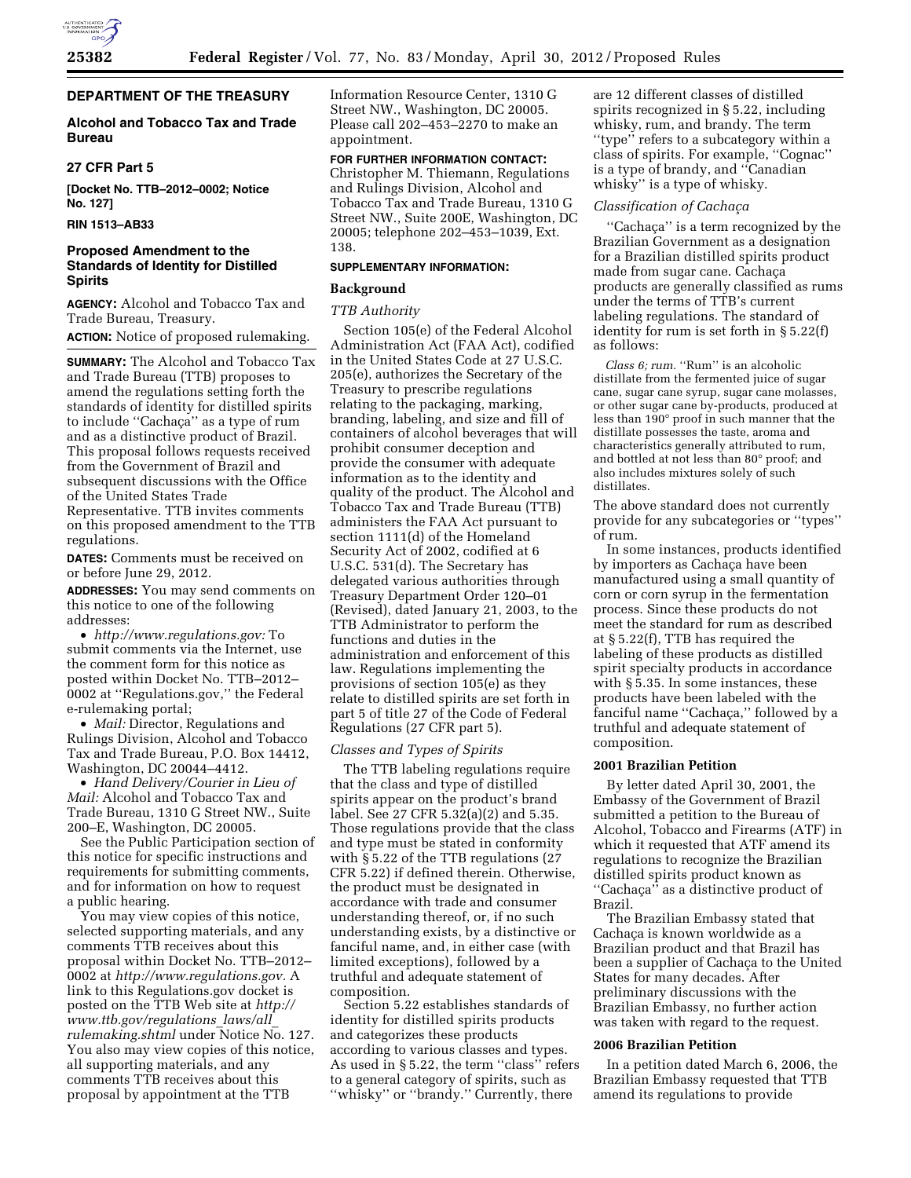**DEPARTMENT OF THE TREASURY**

**Alcohol and Tobacco Tax and Trade Bureau**

**27 CFR Part 5**

**[Docket No. TTB–2012–0002; Notice No. 127]**

**RIN 1513–AB33**

# Proposed Amendment to the Standards of Identity for Distilled Spirits

**AGENCY:** Alcohol and Tobacco Tax and Trade Bureau, Treasury.

**ACTION:** Notice of proposed rulemaking.

**SUMMARY:** The Alcohol and Tobacco Tax and Trade Bureau (TTB) proposes to amend the regulations setting forth the standards of identity for distilled spirits to include ''Cachaça'' as a type of rum and as a distinctive product of Brazil. This proposal follows requests received from the Government of Brazil and subsequent discussions with the Office of the United States Trade Representative. TTB invites comments on this proposed amendment to the TTB regulations.

**DATES:** Comments must be received on or before June 29, 2012.

**ADDRESSES:** You may send comments on this notice to one of the following addresses:

- *http://www.regulations.gov:* To submit comments via the Internet, use the comment form for this notice as posted within Docket No. TTB–2012–0002 at ''Regulations.gov,'' the Federal e-rulemaking portal;
- *Mail:* Director, Regulations and Rulings Division, Alcohol and Tobacco Tax and Trade Bureau, P.O. Box 14412, Washington, DC 20044–4412.
- *Hand Delivery/Courier in Lieu of Mail:* Alcohol and Tobacco Tax and Trade Bureau, 1310 G Street NW., Suite 200–E, Washington, DC 20005.

See the Public Participation section of this notice for specific instructions and requirements for submitting comments, and for information on how to request a public hearing.

You may view copies of this notice, selected supporting materials, and any comments TTB receives about this proposal within Docket No. TTB–2012–0002 at *http://www.regulations.gov.* A link to this Regulations.gov docket is posted on the TTB Web site at *http://www.ttb.gov/regulations_laws/all_rulemaking.shtml* under Notice No. 127. You also may view copies of this notice, all supporting materials, and any comments TTB receives about this proposal by appointment at the TTB Information Resource Center, 1310 G Street NW., Washington, DC 20005. Please call 202–453–2270 to make an appointment.

**FOR FURTHER INFORMATION CONTACT:** Christopher M. Thiemann, Regulations and Rulings Division, Alcohol and Tobacco Tax and Trade Bureau, 1310 G Street NW., Suite 200E, Washington, DC 20005; telephone 202–453–1039, Ext. 138.

**SUPPLEMENTARY INFORMATION:**

## Background

### *TTB Authority*

Section 105(e) of the Federal Alcohol Administration Act (FAA Act), codified in the United States Code at 27 U.S.C. 205(e), authorizes the Secretary of the Treasury to prescribe regulations relating to the packaging, marking, branding, labeling, and size and fill of containers of alcohol beverages that will prohibit consumer deception and provide the consumer with adequate information as to the identity and quality of the product. The Alcohol and Tobacco Tax and Trade Bureau (TTB) administers the FAA Act pursuant to section 1111(d) of the Homeland Security Act of 2002, codified at 6 U.S.C. 531(d). The Secretary has delegated various authorities through Treasury Department Order 120–01 (Revised), dated January 21, 2003, to the TTB Administrator to perform the functions and duties in the administration and enforcement of this law. Regulations implementing the provisions of section 105(e) as they relate to distilled spirits are set forth in part 5 of title 27 of the Code of Federal Regulations (27 CFR part 5).

### *Classes and Types of Spirits*

The TTB labeling regulations require that the class and type of distilled spirits appear on the product's brand label. See 27 CFR 5.32(a)(2) and 5.35. Those regulations provide that the class and type must be stated in conformity with § 5.22 of the TTB regulations (27 CFR 5.22) if defined therein. Otherwise, the product must be designated in accordance with trade and consumer understanding thereof, or, if no such understanding exists, by a distinctive or fanciful name, and, in either case (with limited exceptions), followed by a truthful and adequate statement of composition.

Section 5.22 establishes standards of identity for distilled spirits products and categorizes these products according to various classes and types. As used in § 5.22, the term ''class'' refers to a general category of spirits, such as ''whisky'' or ''brandy.'' Currently, there are 12 different classes of distilled spirits recognized in § 5.22, including whisky, rum, and brandy. The term ''type'' refers to a subcategory within a class of spirits. For example, ''Cognac'' is a type of brandy, and ''Canadian whisky'' is a type of whisky.

### *Classification of Cachaça*

''Cachaça'' is a term recognized by the Brazilian Government as a designation for a Brazilian distilled spirits product made from sugar cane. Cachaça products are generally classified as rums under the terms of TTB's current labeling regulations. The standard of identity for rum is set forth in § 5.22(f) as follows:

> *Class 6; rum.* ''Rum'' is an alcoholic distillate from the fermented juice of sugar cane, sugar cane syrup, sugar cane molasses, or other sugar cane by-products, produced at less than 190° proof in such manner that the distillate possesses the taste, aroma and characteristics generally attributed to rum, and bottled at not less than 80° proof; and also includes mixtures solely of such distillates.

The above standard does not currently provide for any subcategories or ''types'' of rum.

In some instances, products identified by importers as Cachaça have been manufactured using a small quantity of corn or corn syrup in the fermentation process. Since these products do not meet the standard for rum as described at § 5.22(f), TTB has required the labeling of these products as distilled spirit specialty products in accordance with § 5.35. In some instances, these products have been labeled with the fanciful name ''Cachaça,'' followed by a truthful and adequate statement of composition.

## 2001 Brazilian Petition

By letter dated April 30, 2001, the Embassy of the Government of Brazil submitted a petition to the Bureau of Alcohol, Tobacco and Firearms (ATF) in which it requested that ATF amend its regulations to recognize the Brazilian distilled spirits product known as ''Cachaça'' as a distinctive product of Brazil.

The Brazilian Embassy stated that Cachaça is known worldwide as a Brazilian product and that Brazil has been a supplier of Cachaça to the United States for many decades. After preliminary discussions with the Brazilian Embassy, no further action was taken with regard to the request.

## 2006 Brazilian Petition

In a petition dated March 6, 2006, the Brazilian Embassy requested that TTB amend its regulations to provide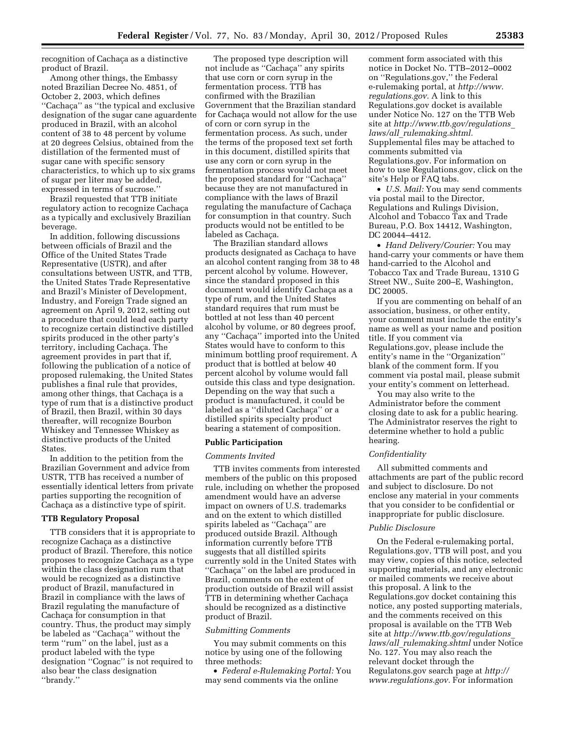recognition of Cachaça as a distinctive product of Brazil.

Among other things, the Embassy noted Brazilian Decree No. 4851, of October 2, 2003, which defines ''Cachaça'' as ''the typical and exclusive designation of the sugar cane aguardente produced in Brazil, with an alcohol content of 38 to 48 percent by volume at 20 degrees Celsius, obtained from the distillation of the fermented must of sugar cane with specific sensory characteristics, to which up to six grams of sugar per liter may be added, expressed in terms of sucrose.''

Brazil requested that TTB initiate regulatory action to recognize Cachaça as a typically and exclusively Brazilian beverage.

In addition, following discussions between officials of Brazil and the Office of the United States Trade Representative (USTR), and after consultations between USTR, and TTB, the United States Trade Representative and Brazil's Minister of Development, Industry, and Foreign Trade signed an agreement on April 9, 2012, setting out a procedure that could lead each party to recognize certain distinctive distilled spirits produced in the other party's territory, including Cachaça. The agreement provides in part that if, following the publication of a notice of proposed rulemaking, the United States publishes a final rule that provides, among other things, that Cachaça is a type of rum that is a distinctive product of Brazil, then Brazil, within 30 days thereafter, will recognize Bourbon Whiskey and Tennessee Whiskey as distinctive products of the United States.

In addition to the petition from the Brazilian Government and advice from USTR, TTB has received a number of essentially identical letters from private parties supporting the recognition of Cachaça as a distinctive type of spirit.

## TTB Regulatory Proposal

TTB considers that it is appropriate to recognize Cachaça as a distinctive product of Brazil. Therefore, this notice proposes to recognize Cachaça as a type within the class designation rum that would be recognized as a distinctive product of Brazil, manufactured in Brazil in compliance with the laws of Brazil regulating the manufacture of Cachaça for consumption in that country. Thus, the product may simply be labeled as ''Cachaça'' without the term ''rum'' on the label, just as a product labeled with the type designation ''Cognac'' is not required to also bear the class designation ''brandy.''

The proposed type description will not include as ''Cachaça'' any spirits that use corn or corn syrup in the fermentation process. TTB has confirmed with the Brazilian Government that the Brazilian standard for Cachaça would not allow for the use of corn or corn syrup in the fermentation process. As such, under the terms of the proposed text set forth in this document, distilled spirits that use any corn or corn syrup in the fermentation process would not meet the proposed standard for ''Cachaça'' because they are not manufactured in compliance with the laws of Brazil regulating the manufacture of Cachaça for consumption in that country. Such products would not be entitled to be labeled as Cachaça.

The Brazilian standard allows products designated as Cachaça to have an alcohol content ranging from 38 to 48 percent alcohol by volume. However, since the standard proposed in this document would identify Cachaça as a type of rum, and the United States standard requires that rum must be bottled at not less than 40 percent alcohol by volume, or 80 degrees proof, any ''Cachaça'' imported into the United States would have to conform to this minimum bottling proof requirement. A product that is bottled at below 40 percent alcohol by volume would fall outside this class and type designation. Depending on the way that such a product is manufactured, it could be labeled as a ''diluted Cachaça'' or a distilled spirits specialty product bearing a statement of composition.

## Public Participation

### *Comments Invited*

TTB invites comments from interested members of the public on this proposed rule, including on whether the proposed amendment would have an adverse impact on owners of U.S. trademarks and on the extent to which distilled spirits labeled as ''Cachaça'' are produced outside Brazil. Although information currently before TTB suggests that all distilled spirits currently sold in the United States with ''Cachaça'' on the label are produced in Brazil, comments on the extent of production outside of Brazil will assist TTB in determining whether Cachaça should be recognized as a distinctive product of Brazil.

### *Submitting Comments*

You may submit comments on this notice by using one of the following three methods:

- *Federal e-Rulemaking Portal:* You may send comments via the online comment form associated with this notice in Docket No. TTB–2012–0002 on ''Regulations.gov,'' the Federal e-rulemaking portal, at *http://www.regulations.gov.* A link to this Regulations.gov docket is available under Notice No. 127 on the TTB Web site at *http://www.ttb.gov/regulations_laws/all_rulemaking.shtml.* Supplemental files may be attached to comments submitted via Regulations.gov. For information on how to use Regulations.gov, click on the site's Help or FAQ tabs.
- *U.S. Mail:* You may send comments via postal mail to the Director, Regulations and Rulings Division, Alcohol and Tobacco Tax and Trade Bureau, P.O. Box 14412, Washington, DC 20044–4412.
- *Hand Delivery/Courier:* You may hand-carry your comments or have them hand-carried to the Alcohol and Tobacco Tax and Trade Bureau, 1310 G Street NW., Suite 200–E, Washington, DC 20005.

If you are commenting on behalf of an association, business, or other entity, your comment must include the entity's name as well as your name and position title. If you comment via Regulations.gov, please include the entity's name in the ''Organization'' blank of the comment form. If you comment via postal mail, please submit your entity's comment on letterhead.

You may also write to the Administrator before the comment closing date to ask for a public hearing. The Administrator reserves the right to determine whether to hold a public hearing.

### *Confidentiality*

All submitted comments and attachments are part of the public record and subject to disclosure. Do not enclose any material in your comments that you consider to be confidential or inappropriate for public disclosure.

### *Public Disclosure*

On the Federal e-rulemaking portal, Regulations.gov, TTB will post, and you may view, copies of this notice, selected supporting materials, and any electronic or mailed comments we receive about this proposal. A link to the Regulations.gov docket containing this notice, any posted supporting materials, and the comments received on this proposal is available on the TTB Web site at *http://www.ttb.gov/regulations_laws/all_rulemaking.shtml* under Notice No. 127. You may also reach the relevant docket through the Regulatons.gov search page at *http://www.regulations.gov.* For information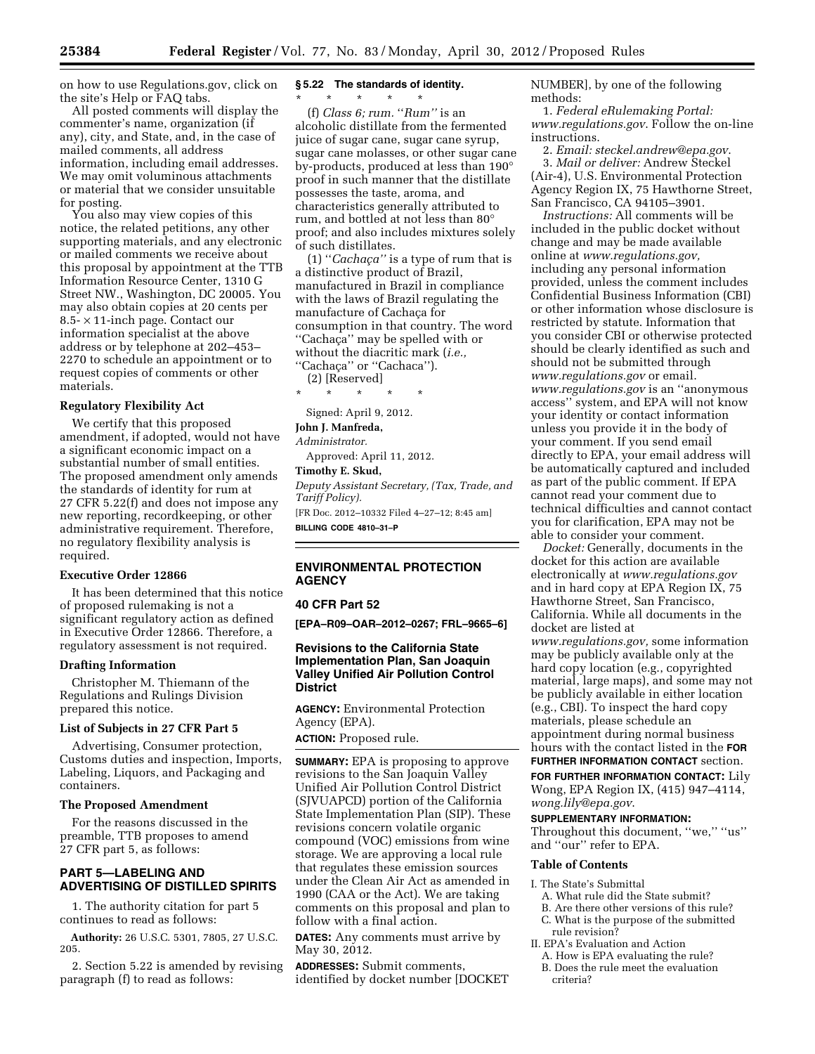on how to use Regulations.gov, click on the site's Help or FAQ tabs.

All posted comments will display the commenter's name, organization (if any), city, and State, and, in the case of mailed comments, all address information, including email addresses. We may omit voluminous attachments or material that we consider unsuitable for posting.

You also may view copies of this notice, the related petitions, any other supporting materials, and any electronic or mailed comments we receive about this proposal by appointment at the TTB Information Resource Center, 1310 G Street NW., Washington, DC 20005. You may also obtain copies at 20 cents per 8.5- × 11-inch page. Contact our information specialist at the above address or by telephone at 202–453–2270 to schedule an appointment or to request copies of comments or other materials.

### Regulatory Flexibility Act

We certify that this proposed amendment, if adopted, would not have a significant economic impact on a substantial number of small entities. The proposed amendment only amends the standards of identity for rum at 27 CFR 5.22(f) and does not impose any new reporting, recordkeeping, or other administrative requirement. Therefore, no regulatory flexibility analysis is required.

### Executive Order 12866

It has been determined that this notice of proposed rulemaking is not a significant regulatory action as defined in Executive Order 12866. Therefore, a regulatory assessment is not required.

### Drafting Information

Christopher M. Thiemann of the Regulations and Rulings Division prepared this notice.

### List of Subjects in 27 CFR Part 5

Advertising, Consumer protection, Customs duties and inspection, Imports, Labeling, Liquors, and Packaging and containers.

### The Proposed Amendment

For the reasons discussed in the preamble, TTB proposes to amend 27 CFR part 5, as follows:

## PART 5—LABELING AND ADVERTISING OF DISTILLED SPIRITS

1. The authority citation for part 5 continues to read as follows:

**Authority:** 26 U.S.C. 5301, 7805, 27 U.S.C. 205.

2. Section 5.22 is amended by revising paragraph (f) to read as follows:

**§ 5.22 The standards of identity.**

\* \* \* \* \*

(f) *Class 6; rum.* ''*Rum''* is an alcoholic distillate from the fermented juice of sugar cane, sugar cane syrup, sugar cane molasses, or other sugar cane by-products, produced at less than 190° proof in such manner that the distillate possesses the taste, aroma, and characteristics generally attributed to rum, and bottled at not less than 80° proof; and also includes mixtures solely of such distillates.

(1) ''*Cachaça''* is a type of rum that is a distinctive product of Brazil, manufactured in Brazil in compliance with the laws of Brazil regulating the manufacture of Cachaça for consumption in that country. The word ''Cachaça'' may be spelled with or without the diacritic mark (*i.e.,* ''Cachaça'' or ''Cachaca'').

(2) [Reserved]

\* \* \* \* \*

Signed: April 9, 2012.

**John J. Manfreda,**

*Administrator.*

Approved: April 11, 2012.

**Timothy E. Skud,**

*Deputy Assistant Secretary, (Tax, Trade, and Tariff Policy).*

[FR Doc. 2012–10332 Filed 4–27–12; 8:45 am]

**BILLING CODE 4810–31–P**

---

## ENVIRONMENTAL PROTECTION AGENCY

### 40 CFR Part 52

**[EPA–R09–OAR–2012–0267; FRL–9665–6]**

## Revisions to the California State Implementation Plan, San Joaquin Valley Unified Air Pollution Control District

**AGENCY:** Environmental Protection Agency (EPA).

**ACTION:** Proposed rule.

**SUMMARY:** EPA is proposing to approve revisions to the San Joaquin Valley Unified Air Pollution Control District (SJVUAPCD) portion of the California State Implementation Plan (SIP). These revisions concern volatile organic compound (VOC) emissions from wine storage. We are approving a local rule that regulates these emission sources under the Clean Air Act as amended in 1990 (CAA or the Act). We are taking comments on this proposal and plan to follow with a final action.

**DATES:** Any comments must arrive by May 30, 2012.

**ADDRESSES:** Submit comments, identified by docket number [DOCKET NUMBER], by one of the following methods:

1. *Federal eRulemaking Portal: www.regulations.gov*. Follow the on-line instructions.

2. *Email: steckel.andrew@epa.gov*.

3. *Mail or deliver:* Andrew Steckel (Air-4), U.S. Environmental Protection Agency Region IX, 75 Hawthorne Street, San Francisco, CA 94105–3901.

*Instructions:* All comments will be included in the public docket without change and may be made available online at *www.regulations.gov,* including any personal information provided, unless the comment includes Confidential Business Information (CBI) or other information whose disclosure is restricted by statute. Information that you consider CBI or otherwise protected should be clearly identified as such and should not be submitted through *www.regulations.gov* or email. *www.regulations.gov* is an ''anonymous access'' system, and EPA will not know your identity or contact information unless you provide it in the body of your comment. If you send email directly to EPA, your email address will be automatically captured and included as part of the public comment. If EPA cannot read your comment due to technical difficulties and cannot contact you for clarification, EPA may not be able to consider your comment.

*Docket:* Generally, documents in the docket for this action are available electronically at *www.regulations.gov* and in hard copy at EPA Region IX, 75 Hawthorne Street, San Francisco, California. While all documents in the docket are listed at *www.regulations.gov,* some information may be publicly available only at the hard copy location (e.g., copyrighted material, large maps), and some may not be publicly available in either location (e.g., CBI). To inspect the hard copy materials, please schedule an appointment during normal business hours with the contact listed in the **FOR FURTHER INFORMATION CONTACT** section.

**FOR FURTHER INFORMATION CONTACT:** Lily Wong, EPA Region IX, (415) 947–4114, *wong.lily@epa.gov*.

**SUPPLEMENTARY INFORMATION:**

Throughout this document, ''we,'' ''us'' and ''our'' refer to EPA.

### Table of Contents

- I. The State's Submittal
  - A. What rule did the State submit?
  - B. Are there other versions of this rule?
  - C. What is the purpose of the submitted rule revision?
- II. EPA's Evaluation and Action
  - A. How is EPA evaluating the rule?
  - B. Does the rule meet the evaluation criteria?